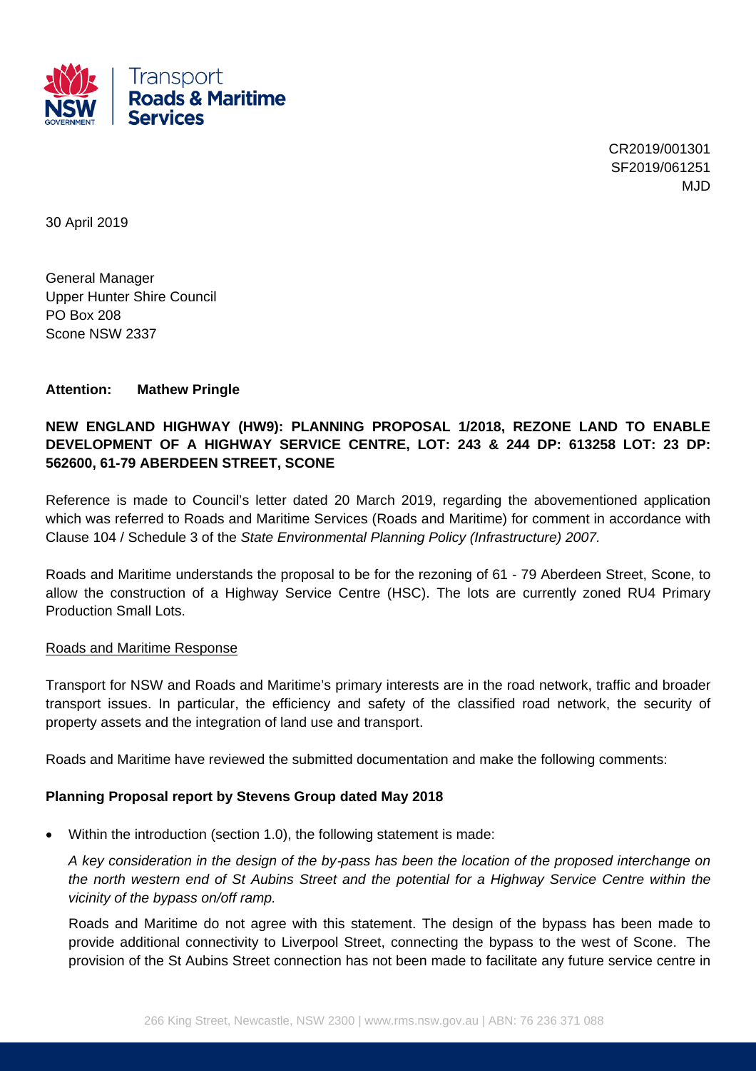CR2019/001301
SF2019/061251
MJD

30 April 2019

General Manager
Upper Hunter Shire Council
PO Box 208
Scone NSW 2337

**Attention: Mathew Pringle**

**NEW ENGLAND HIGHWAY (HW9): PLANNING PROPOSAL 1/2018, REZONE LAND TO ENABLE DEVELOPMENT OF A HIGHWAY SERVICE CENTRE, LOT: 243 & 244 DP: 613258 LOT: 23 DP: 562600, 61-79 ABERDEEN STREET, SCONE**

Reference is made to Council's letter dated 20 March 2019, regarding the abovementioned application which was referred to Roads and Maritime Services (Roads and Maritime) for comment in accordance with Clause 104 / Schedule 3 of the *State Environmental Planning Policy (Infrastructure) 2007.*

Roads and Maritime understands the proposal to be for the rezoning of 61 - 79 Aberdeen Street, Scone, to allow the construction of a Highway Service Centre (HSC). The lots are currently zoned RU4 Primary Production Small Lots.

Roads and Maritime Response

Transport for NSW and Roads and Maritime's primary interests are in the road network, traffic and broader transport issues. In particular, the efficiency and safety of the classified road network, the security of property assets and the integration of land use and transport.

Roads and Maritime have reviewed the submitted documentation and make the following comments:

**Planning Proposal report by Stevens Group dated May 2018**

- Within the introduction (section 1.0), the following statement is made:

  *A key consideration in the design of the by-pass has been the location of the proposed interchange on the north western end of St Aubins Street and the potential for a Highway Service Centre within the vicinity of the bypass on/off ramp.*

  Roads and Maritime do not agree with this statement. The design of the bypass has been made to provide additional connectivity to Liverpool Street, connecting the bypass to the west of Scone. The provision of the St Aubins Street connection has not been made to facilitate any future service centre in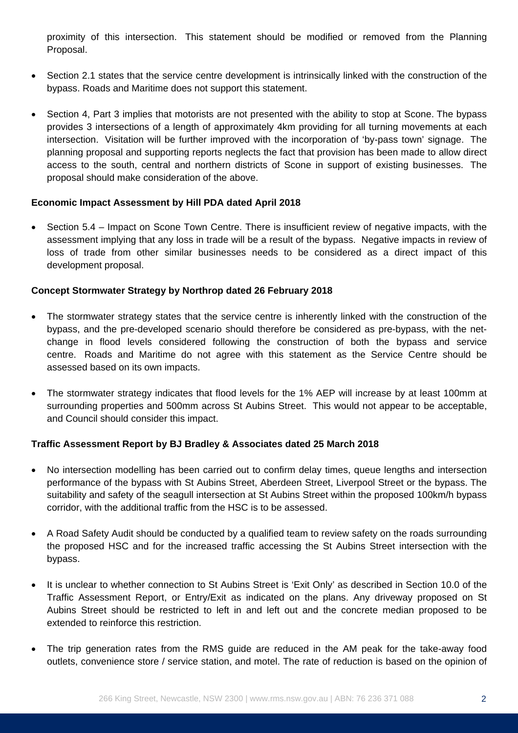proximity of this intersection. This statement should be modified or removed from the Planning Proposal.

- Section 2.1 states that the service centre development is intrinsically linked with the construction of the bypass. Roads and Maritime does not support this statement.
- Section 4, Part 3 implies that motorists are not presented with the ability to stop at Scone. The bypass provides 3 intersections of a length of approximately 4km providing for all turning movements at each intersection. Visitation will be further improved with the incorporation of 'by-pass town' signage. The planning proposal and supporting reports neglects the fact that provision has been made to allow direct access to the south, central and northern districts of Scone in support of existing businesses. The proposal should make consideration of the above.

**Economic Impact Assessment by Hill PDA dated April 2018**

- Section 5.4 – Impact on Scone Town Centre. There is insufficient review of negative impacts, with the assessment implying that any loss in trade will be a result of the bypass. Negative impacts in review of loss of trade from other similar businesses needs to be considered as a direct impact of this development proposal.

**Concept Stormwater Strategy by Northrop dated 26 February 2018**

- The stormwater strategy states that the service centre is inherently linked with the construction of the bypass, and the pre-developed scenario should therefore be considered as pre-bypass, with the net-change in flood levels considered following the construction of both the bypass and service centre. Roads and Maritime do not agree with this statement as the Service Centre should be assessed based on its own impacts.
- The stormwater strategy indicates that flood levels for the 1% AEP will increase by at least 100mm at surrounding properties and 500mm across St Aubins Street. This would not appear to be acceptable, and Council should consider this impact.

**Traffic Assessment Report by BJ Bradley & Associates dated 25 March 2018**

- No intersection modelling has been carried out to confirm delay times, queue lengths and intersection performance of the bypass with St Aubins Street, Aberdeen Street, Liverpool Street or the bypass. The suitability and safety of the seagull intersection at St Aubins Street within the proposed 100km/h bypass corridor, with the additional traffic from the HSC is to be assessed.
- A Road Safety Audit should be conducted by a qualified team to review safety on the roads surrounding the proposed HSC and for the increased traffic accessing the St Aubins Street intersection with the bypass.
- It is unclear to whether connection to St Aubins Street is 'Exit Only' as described in Section 10.0 of the Traffic Assessment Report, or Entry/Exit as indicated on the plans. Any driveway proposed on St Aubins Street should be restricted to left in and left out and the concrete median proposed to be extended to reinforce this restriction.
- The trip generation rates from the RMS guide are reduced in the AM peak for the take-away food outlets, convenience store / service station, and motel. The rate of reduction is based on the opinion of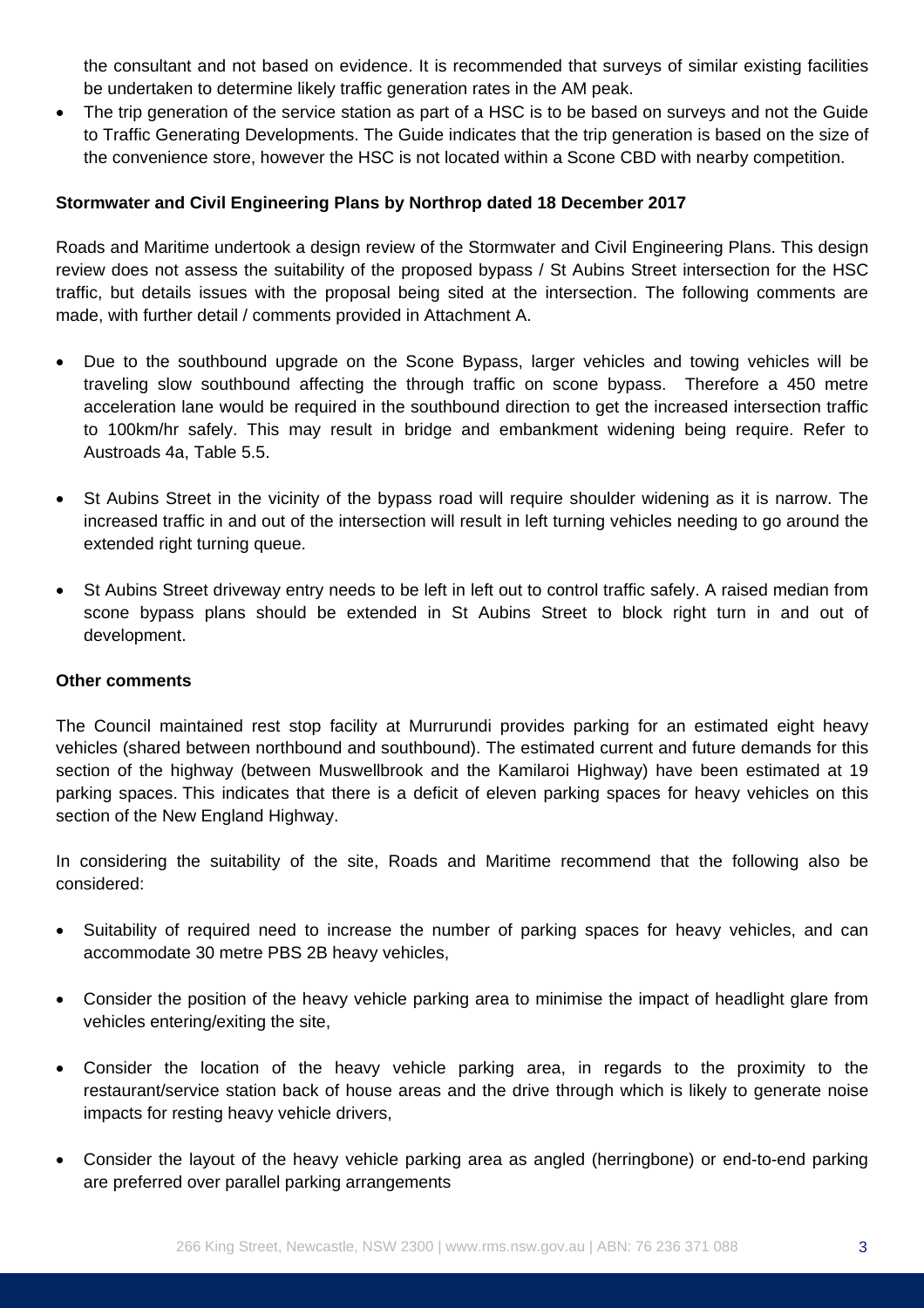the consultant and not based on evidence. It is recommended that surveys of similar existing facilities be undertaken to determine likely traffic generation rates in the AM peak.

- The trip generation of the service station as part of a HSC is to be based on surveys and not the Guide to Traffic Generating Developments. The Guide indicates that the trip generation is based on the size of the convenience store, however the HSC is not located within a Scone CBD with nearby competition.

**Stormwater and Civil Engineering Plans by Northrop dated 18 December 2017**

Roads and Maritime undertook a design review of the Stormwater and Civil Engineering Plans. This design review does not assess the suitability of the proposed bypass / St Aubins Street intersection for the HSC traffic, but details issues with the proposal being sited at the intersection. The following comments are made, with further detail / comments provided in Attachment A.

- Due to the southbound upgrade on the Scone Bypass, larger vehicles and towing vehicles will be traveling slow southbound affecting the through traffic on scone bypass. Therefore a 450 metre acceleration lane would be required in the southbound direction to get the increased intersection traffic to 100km/hr safely. This may result in bridge and embankment widening being require. Refer to Austroads 4a, Table 5.5.

- St Aubins Street in the vicinity of the bypass road will require shoulder widening as it is narrow. The increased traffic in and out of the intersection will result in left turning vehicles needing to go around the extended right turning queue.

- St Aubins Street driveway entry needs to be left in left out to control traffic safely. A raised median from scone bypass plans should be extended in St Aubins Street to block right turn in and out of development.

**Other comments**

The Council maintained rest stop facility at Murrurundi provides parking for an estimated eight heavy vehicles (shared between northbound and southbound). The estimated current and future demands for this section of the highway (between Muswellbrook and the Kamilaroi Highway) have been estimated at 19 parking spaces. This indicates that there is a deficit of eleven parking spaces for heavy vehicles on this section of the New England Highway.

In considering the suitability of the site, Roads and Maritime recommend that the following also be considered:

- Suitability of required need to increase the number of parking spaces for heavy vehicles, and can accommodate 30 metre PBS 2B heavy vehicles,

- Consider the position of the heavy vehicle parking area to minimise the impact of headlight glare from vehicles entering/exiting the site,

- Consider the location of the heavy vehicle parking area, in regards to the proximity to the restaurant/service station back of house areas and the drive through which is likely to generate noise impacts for resting heavy vehicle drivers,

- Consider the layout of the heavy vehicle parking area as angled (herringbone) or end-to-end parking are preferred over parallel parking arrangements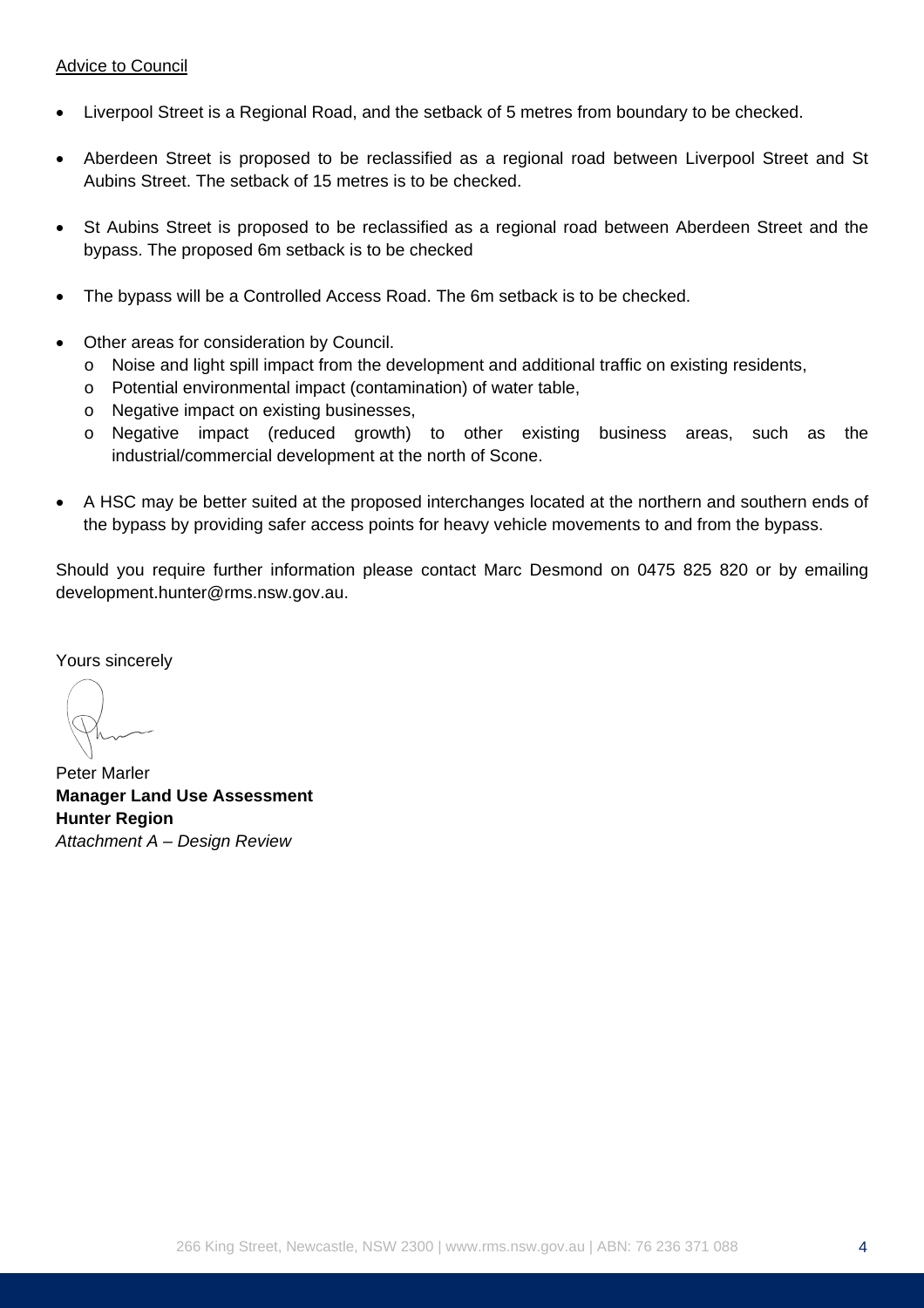Advice to Council

- Liverpool Street is a Regional Road, and the setback of 5 metres from boundary to be checked.
- Aberdeen Street is proposed to be reclassified as a regional road between Liverpool Street and St Aubins Street. The setback of 15 metres is to be checked.
- St Aubins Street is proposed to be reclassified as a regional road between Aberdeen Street and the bypass. The proposed 6m setback is to be checked
- The bypass will be a Controlled Access Road. The 6m setback is to be checked.
- Other areas for consideration by Council.
  - Noise and light spill impact from the development and additional traffic on existing residents,
  - Potential environmental impact (contamination) of water table,
  - Negative impact on existing businesses,
  - Negative impact (reduced growth) to other existing business areas, such as the industrial/commercial development at the north of Scone.
- A HSC may be better suited at the proposed interchanges located at the northern and southern ends of the bypass by providing safer access points for heavy vehicle movements to and from the bypass.

Should you require further information please contact Marc Desmond on 0475 825 820 or by emailing development.hunter@rms.nsw.gov.au.

Yours sincerely

Peter Marler
**Manager Land Use Assessment**
**Hunter Region**
*Attachment A – Design Review*